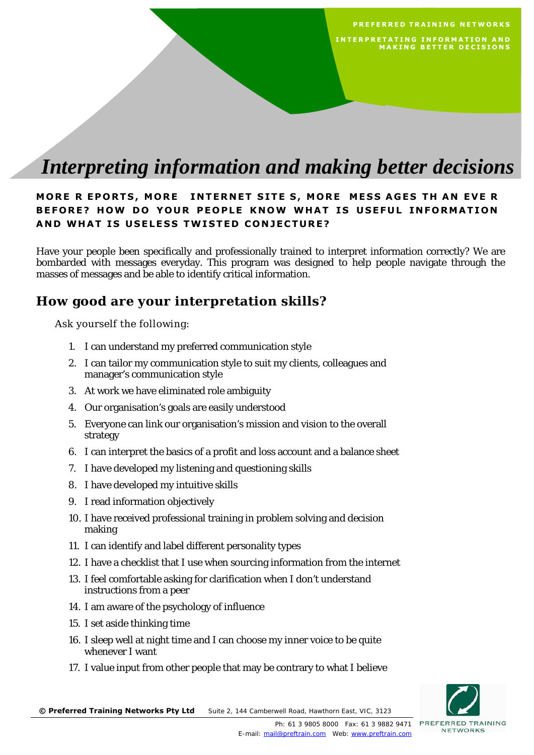# *Interpreting information and making better decisions*

**MORE REPORTS, MORE INTERNET SITES, MORE MESSAGES THAN EVER BEFORE? HOW DO YOUR PEOPLE KNOW WHAT IS USEFUL INFORMATION AND WHAT IS USELESS TWISTED CONJECTURE?**

Have your people been specifically and professionally trained to interpret information correctly? We are bombarded with messages everyday. This program was designed to help people navigate through the masses of messages and be able to identify critical information.

## How good are your interpretation skills?

Ask yourself the following:

1. I can understand my preferred communication style
2. I can tailor my communication style to suit my clients, colleagues and manager's communication style
3. At work we have eliminated role ambiguity
4. Our organisation's goals are easily understood
5. Everyone can link our organisation's mission and vision to the overall strategy
6. I can interpret the basics of a profit and loss account and a balance sheet
7. I have developed my listening and questioning skills
8. I have developed my intuitive skills
9. I read information objectively
10. I have received professional training in problem solving and decision making
11. I can identify and label different personality types
12. I have a checklist that I use when sourcing information from the internet
13. I feel comfortable asking for clarification when I don't understand instructions from a peer
14. I am aware of the psychology of influence
15. I set aside thinking time
16. I sleep well at night time and I can choose my inner voice to be quite whenever I want
17. I value input from other people that may be contrary to what I believe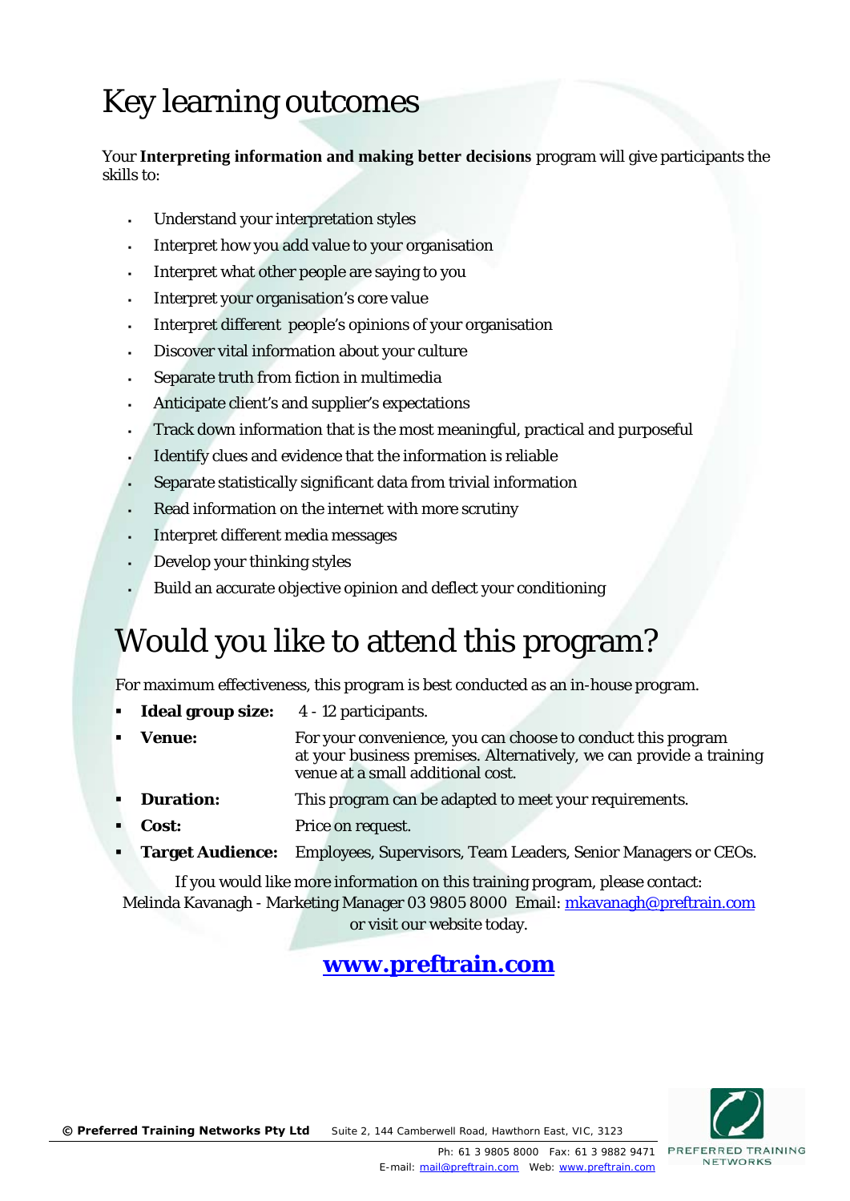# Key learning outcomes

Your **Interpreting information and making better decisions** program will give participants the skills to:

- Understand your interpretation styles
- Interpret how you add value to your organisation
- Interpret what other people are saying to you
- Interpret your organisation's core value
- Interpret different people's opinions of your organisation
- Discover vital information about your culture
- Separate truth from fiction in multimedia
- Anticipate client's and supplier's expectations
- Track down information that is the most meaningful, practical and purposeful
- Identify clues and evidence that the information is reliable
- Separate statistically significant data from trivial information
- Read information on the internet with more scrutiny
- Interpret different media messages
- Develop your thinking styles
- Build an accurate objective opinion and deflect your conditioning

# Would you like to attend this program?

For maximum effectiveness, this program is best conducted as an in-house program.

- **Ideal group size:** 4 - 12 participants.
- **Venue:** For your convenience, you can choose to conduct this program at your business premises. Alternatively, we can provide a training venue at a small additional cost.
- **Duration:** This program can be adapted to meet your requirements.
- **Cost:** Price on request.
- **Target Audience:** Employees, Supervisors, Team Leaders, Senior Managers or CEOs.

If you would like more information on this training program, please contact:
Melinda Kavanagh - Marketing Manager 03 9805 8000 Email: mkavanagh@preftrain.com
or visit our website today.

## www.preftrain.com

**© Preferred Training Networks Pty Ltd** Suite 2, 144 Camberwell Road, Hawthorn East, VIC, 3123

Ph: 61 3 9805 8000 Fax: 61 3 9882 9471
E-mail: mail@preftrain.com Web: www.preftrain.com

PREFERRED TRAINING NETWORKS